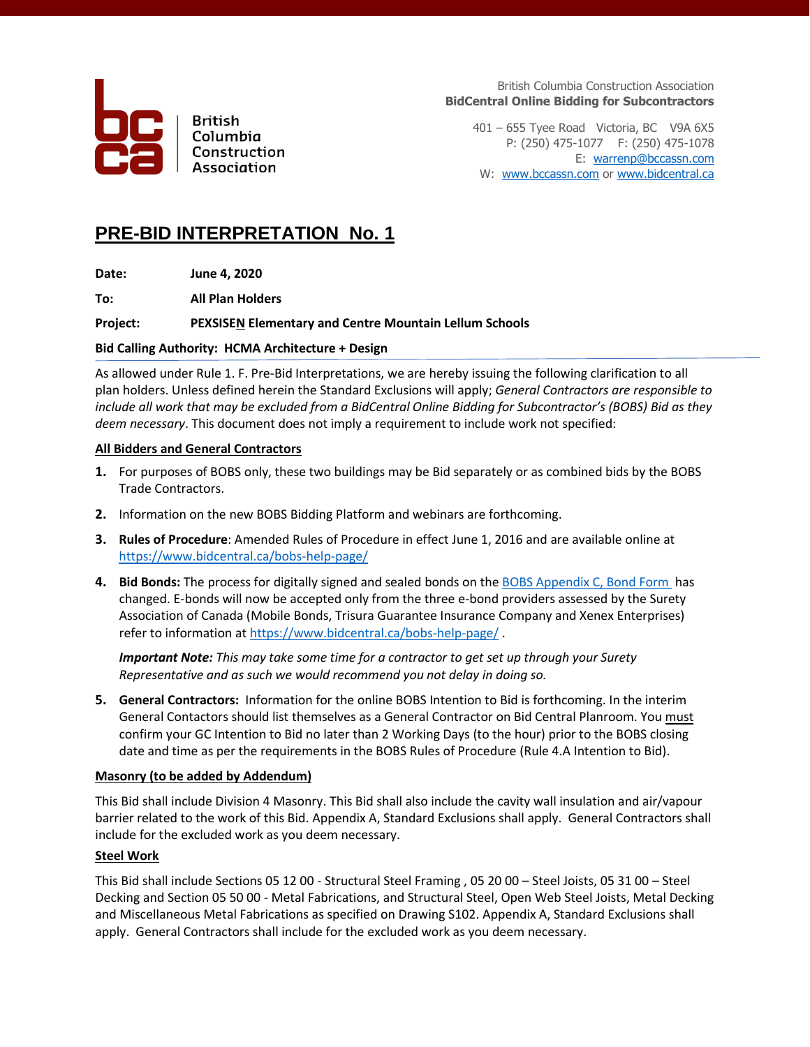British Columbia Construction Association

British Columbia Construction Association
**BidCentral Online Bidding for Subcontractors**

401 – 655 Tyee Road Victoria, BC V9A 6X5
P: (250) 475-1077 F: (250) 475-1078
E: warrenp@bccassn.com
W: www.bccassn.com or www.bidcentral.ca

# PRE-BID INTERPRETATION No. 1

**Date:** June 4, 2020

**To:** All Plan Holders

**Project:** PEXSISEN Elementary and Centre Mountain Lellum Schools

**Bid Calling Authority: HCMA Architecture + Design**

As allowed under Rule 1. F. Pre-Bid Interpretations, we are hereby issuing the following clarification to all plan holders. Unless defined herein the Standard Exclusions will apply; *General Contractors are responsible to include all work that may be excluded from a BidCentral Online Bidding for Subcontractor's (BOBS) Bid as they deem necessary*. This document does not imply a requirement to include work not specified:

## All Bidders and General Contractors

1. For purposes of BOBS only, these two buildings may be Bid separately or as combined bids by the BOBS Trade Contractors.
2. Information on the new BOBS Bidding Platform and webinars are forthcoming.
3. **Rules of Procedure**: Amended Rules of Procedure in effect June 1, 2016 and are available online at https://www.bidcentral.ca/bobs-help-page/
4. **Bid Bonds:** The process for digitally signed and sealed bonds on the BOBS Appendix C, Bond Form has changed. E-bonds will now be accepted only from the three e-bond providers assessed by the Surety Association of Canada (Mobile Bonds, Trisura Guarantee Insurance Company and Xenex Enterprises) refer to information at https://www.bidcentral.ca/bobs-help-page/ .

   ***Important Note:*** *This may take some time for a contractor to get set up through your Surety Representative and as such we would recommend you not delay in doing so.*

5. **General Contractors:** Information for the online BOBS Intention to Bid is forthcoming. In the interim General Contactors should list themselves as a General Contractor on Bid Central Planroom. You must confirm your GC Intention to Bid no later than 2 Working Days (to the hour) prior to the BOBS closing date and time as per the requirements in the BOBS Rules of Procedure (Rule 4.A Intention to Bid).

## Masonry (to be added by Addendum)

This Bid shall include Division 4 Masonry. This Bid shall also include the cavity wall insulation and air/vapour barrier related to the work of this Bid. Appendix A, Standard Exclusions shall apply. General Contractors shall include for the excluded work as you deem necessary.

## Steel Work

This Bid shall include Sections 05 12 00 - Structural Steel Framing , 05 20 00 – Steel Joists, 05 31 00 – Steel Decking and Section 05 50 00 - Metal Fabrications, and Structural Steel, Open Web Steel Joists, Metal Decking and Miscellaneous Metal Fabrications as specified on Drawing S102. Appendix A, Standard Exclusions shall apply. General Contractors shall include for the excluded work as you deem necessary.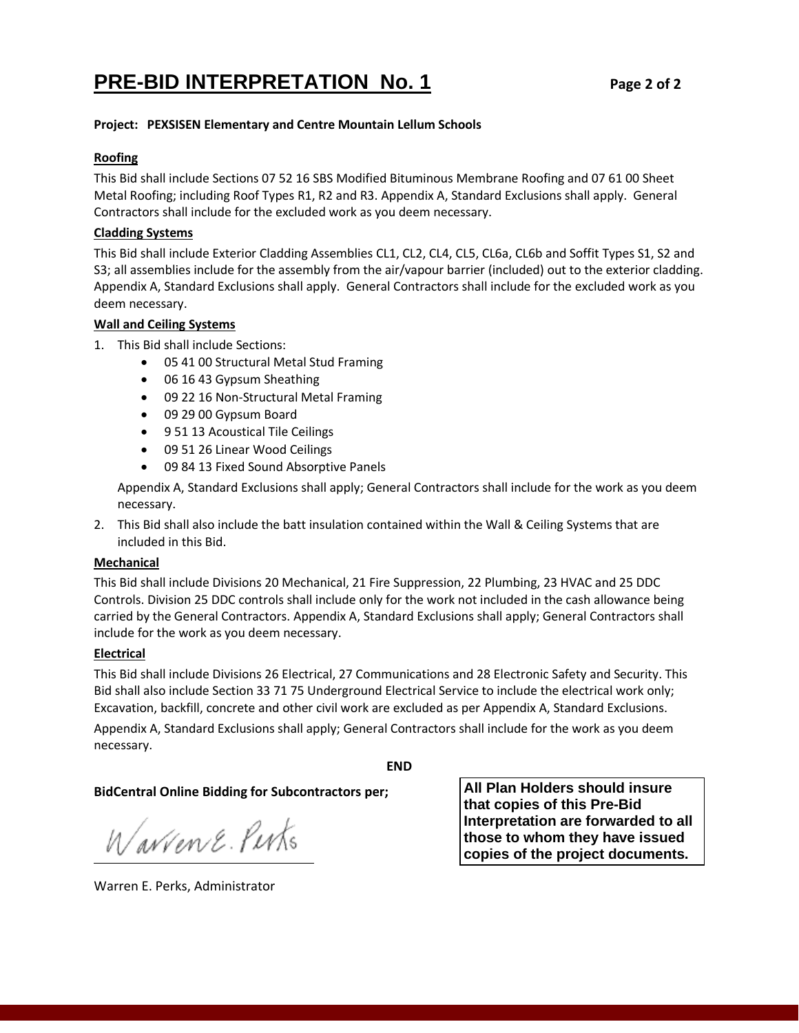# PRE-BID INTERPRETATION No. 1

**Project: PEXSISEN Elementary and Centre Mountain Lellum Schools**

**Roofing**

This Bid shall include Sections 07 52 16 SBS Modified Bituminous Membrane Roofing and 07 61 00 Sheet Metal Roofing; including Roof Types R1, R2 and R3. Appendix A, Standard Exclusions shall apply. General Contractors shall include for the excluded work as you deem necessary.

**Cladding Systems**

This Bid shall include Exterior Cladding Assemblies CL1, CL2, CL4, CL5, CL6a, CL6b and Soffit Types S1, S2 and S3; all assemblies include for the assembly from the air/vapour barrier (included) out to the exterior cladding. Appendix A, Standard Exclusions shall apply. General Contractors shall include for the excluded work as you deem necessary.

**Wall and Ceiling Systems**

1. This Bid shall include Sections:
   - 05 41 00 Structural Metal Stud Framing
   - 06 16 43 Gypsum Sheathing
   - 09 22 16 Non-Structural Metal Framing
   - 09 29 00 Gypsum Board
   - 9 51 13 Acoustical Tile Ceilings
   - 09 51 26 Linear Wood Ceilings
   - 09 84 13 Fixed Sound Absorptive Panels

   Appendix A, Standard Exclusions shall apply; General Contractors shall include for the work as you deem necessary.
2. This Bid shall also include the batt insulation contained within the Wall & Ceiling Systems that are included in this Bid.

**Mechanical**

This Bid shall include Divisions 20 Mechanical, 21 Fire Suppression, 22 Plumbing, 23 HVAC and 25 DDC Controls. Division 25 DDC controls shall include only for the work not included in the cash allowance being carried by the General Contractors. Appendix A, Standard Exclusions shall apply; General Contractors shall include for the work as you deem necessary.

**Electrical**

This Bid shall include Divisions 26 Electrical, 27 Communications and 28 Electronic Safety and Security. This Bid shall also include Section 33 71 75 Underground Electrical Service to include the electrical work only; Excavation, backfill, concrete and other civil work are excluded as per Appendix A, Standard Exclusions.

Appendix A, Standard Exclusions shall apply; General Contractors shall include for the work as you deem necessary.

**END**

**BidCentral Online Bidding for Subcontractors per;**

Warren E. Perks

Warren E. Perks, Administrator

**All Plan Holders should insure that copies of this Pre-Bid Interpretation are forwarded to all those to whom they have issued copies of the project documents.**